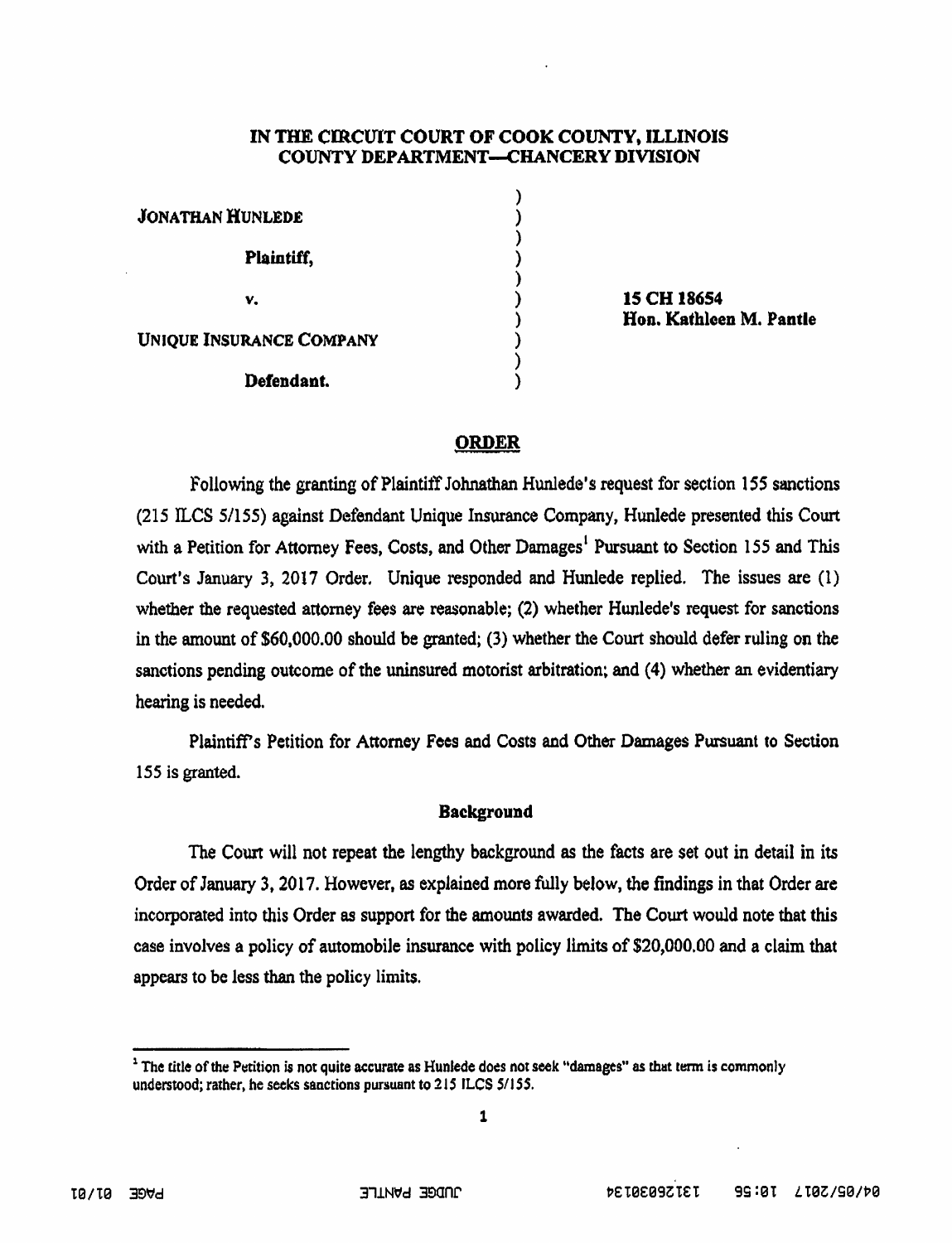**IN THE CIRCUIT COURT OF COOK COUNTY, ILLINOIS**
**COUNTY DEPARTMENT—CHANCERY DIVISION**

| | | |
|---|---|---|
| JONATHAN HUNLEDE | ) | |
| **Plaintiff,** | ) | |
| v. | ) | **15 CH 18654** |
| | ) | **Hon. Kathleen M. Pantle** |
| UNIQUE INSURANCE COMPANY | ) | |
| **Defendant.** | ) | |

## ORDER

Following the granting of Plaintiff Johnathan Hunlede's request for section 155 sanctions (215 ILCS 5/155) against Defendant Unique Insurance Company, Hunlede presented this Court with a Petition for Attorney Fees, Costs, and Other Damages[1] Pursuant to Section 155 and This Court's January 3, 2017 Order. Unique responded and Hunlede replied. The issues are (1) whether the requested attorney fees are reasonable; (2) whether Hunlede's request for sanctions in the amount of $60,000.00 should be granted; (3) whether the Court should defer ruling on the sanctions pending outcome of the uninsured motorist arbitration; and (4) whether an evidentiary hearing is needed.

Plaintiff's Petition for Attorney Fees and Costs and Other Damages Pursuant to Section 155 is granted.

### Background

The Court will not repeat the lengthy background as the facts are set out in detail in its Order of January 3, 2017. However, as explained more fully below, the findings in that Order are incorporated into this Order as support for the amounts awarded. The Court would note that this case involves a policy of automobile insurance with policy limits of $20,000.00 and a claim that appears to be less than the policy limits.

[1] The title of the Petition is not quite accurate as Hunlede does not seek "damages" as that term is commonly understood; rather, he seeks sanctions pursuant to 215 ILCS 5/155.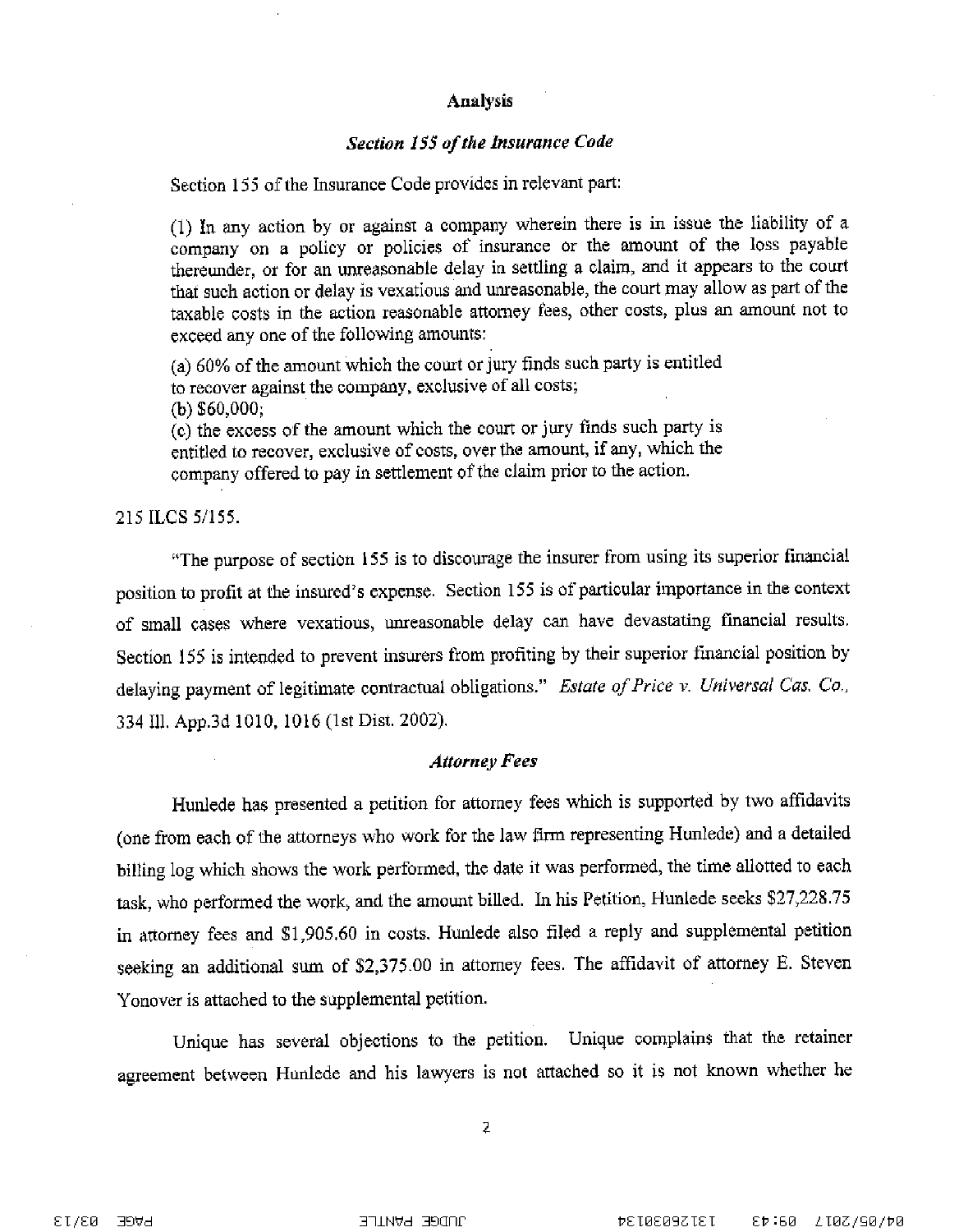## Analysis

### *Section 155 of the Insurance Code*

Section 155 of the Insurance Code provides in relevant part:

> (1) In any action by or against a company wherein there is in issue the liability of a company on a policy or policies of insurance or the amount of the loss payable thereunder, or for an unreasonable delay in settling a claim, and it appears to the court that such action or delay is vexatious and unreasonable, the court may allow as part of the taxable costs in the action reasonable attorney fees, other costs, plus an amount not to exceed any one of the following amounts:
>
> (a) 60% of the amount which the court or jury finds such party is entitled to recover against the company, exclusive of all costs;
>
> (b) $60,000;
>
> (c) the excess of the amount which the court or jury finds such party is entitled to recover, exclusive of costs, over the amount, if any, which the company offered to pay in settlement of the claim prior to the action.

215 ILCS 5/155.

"The purpose of section 155 is to discourage the insurer from using its superior financial position to profit at the insured's expense. Section 155 is of particular importance in the context of small cases where vexatious, unreasonable delay can have devastating financial results. Section 155 is intended to prevent insurers from profiting by their superior financial position by delaying payment of legitimate contractual obligations." *Estate of Price v. Universal Cas. Co.*, 334 Ill. App.3d 1010, 1016 (1st Dist. 2002).

### *Attorney Fees*

Hunlede has presented a petition for attorney fees which is supported by two affidavits (one from each of the attorneys who work for the law firm representing Hunlede) and a detailed billing log which shows the work performed, the date it was performed, the time allotted to each task, who performed the work, and the amount billed. In his Petition, Hunlede seeks $27,228.75 in attorney fees and $1,905.60 in costs. Hunlede also filed a reply and supplemental petition seeking an additional sum of $2,375.00 in attorney fees. The affidavit of attorney E. Steven Yonover is attached to the supplemental petition.

Unique has several objections to the petition. Unique complains that the retainer agreement between Hunlede and his lawyers is not attached so it is not known whether he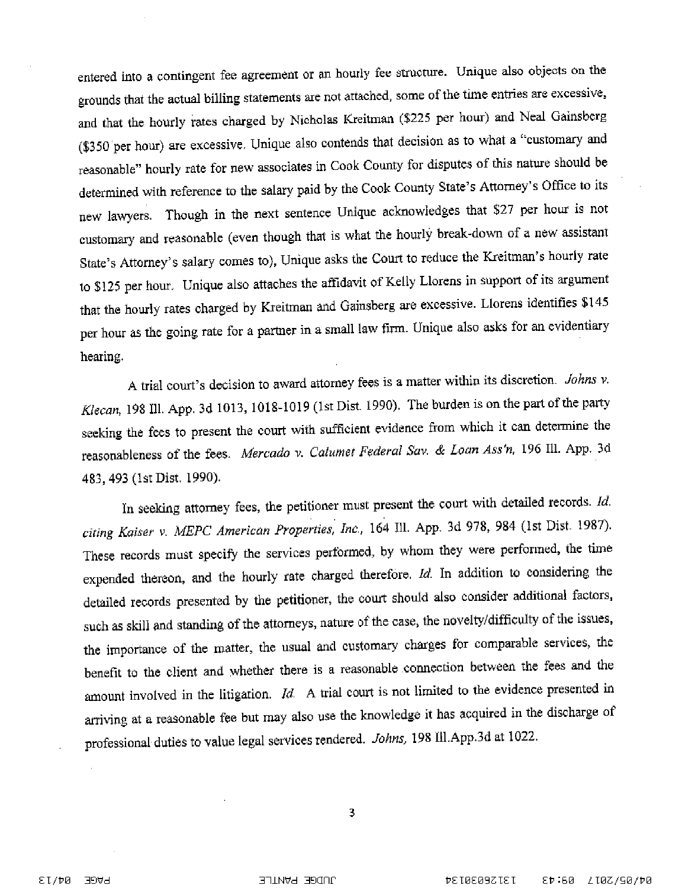entered into a contingent fee agreement or an hourly fee structure. Unique also objects on the grounds that the actual billing statements are not attached, some of the time entries are excessive, and that the hourly rates charged by Nicholas Kreitman ($225 per hour) and Neal Gainsberg ($350 per hour) are excessive. Unique also contends that decision as to what a "customary and reasonable" hourly rate for new associates in Cook County for disputes of this nature should be determined with reference to the salary paid by the Cook County State's Attorney's Office to its new lawyers. Though in the next sentence Unique acknowledges that $27 per hour is not customary and reasonable (even though that is what the hourly break-down of a new assistant State's Attorney's salary comes to), Unique asks the Court to reduce the Kreitman's hourly rate to $125 per hour. Unique also attaches the affidavit of Kelly Llorens in support of its argument that the hourly rates charged by Kreitman and Gainsberg are excessive. Llorens identifies $145 per hour as the going rate for a partner in a small law firm. Unique also asks for an evidentiary hearing.

A trial court's decision to award attorney fees is a matter within its discretion. *Johns v. Klecan*, 198 Ill. App. 3d 1013, 1018-1019 (1st Dist. 1990). The burden is on the part of the party seeking the fees to present the court with sufficient evidence from which it can determine the reasonableness of the fees. *Mercado v. Calumet Federal Sav. & Loan Ass'n*, 196 Ill. App. 3d 483, 493 (1st Dist. 1990).

In seeking attorney fees, the petitioner must present the court with detailed records. *Id. citing Kaiser v. MEPC American Properties, Inc.*, 164 Ill. App. 3d 978, 984 (1st Dist. 1987). These records must specify the services performed, by whom they were performed, the time expended thereon, and the hourly rate charged therefore. *Id.* In addition to considering the detailed records presented by the petitioner, the court should also consider additional factors, such as skill and standing of the attorneys, nature of the case, the novelty/difficulty of the issues, the importance of the matter, the usual and customary charges for comparable services, the benefit to the client and whether there is a reasonable connection between the fees and the amount involved in the litigation. *Id.* A trial court is not limited to the evidence presented in arriving at a reasonable fee but may also use the knowledge it has acquired in the discharge of professional duties to value legal services rendered. *Johns*, 198 Ill.App.3d at 1022.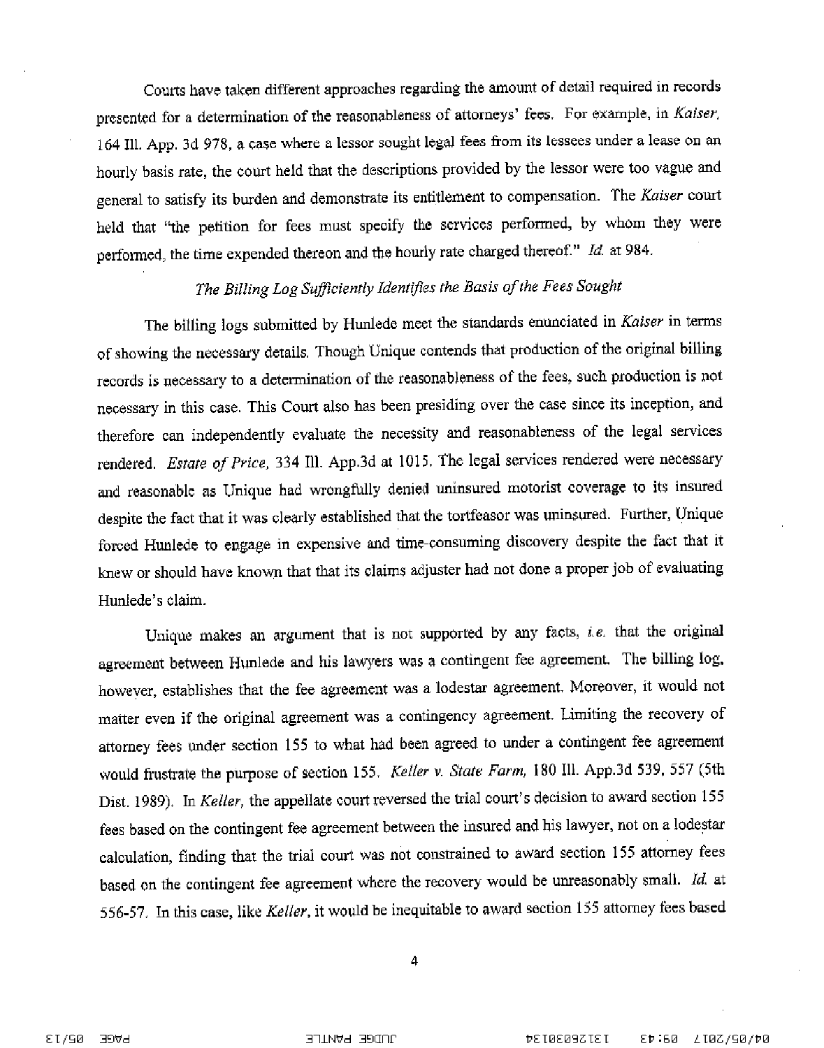Courts have taken different approaches regarding the amount of detail required in records presented for a determination of the reasonableness of attorneys' fees. For example, in *Kaiser*, 164 Ill. App. 3d 978, a case where a lessor sought legal fees from its lessees under a lease on an hourly basis rate, the court held that the descriptions provided by the lessor were too vague and general to satisfy its burden and demonstrate its entitlement to compensation. The *Kaiser* court held that "the petition for fees must specify the services performed, by whom they were performed, the time expended thereon and the hourly rate charged thereof." *Id.* at 984.

*The Billing Log Sufficiently Identifies the Basis of the Fees Sought*

The billing logs submitted by Hunlede meet the standards enunciated in *Kaiser* in terms of showing the necessary details. Though Unique contends that production of the original billing records is necessary to a determination of the reasonableness of the fees, such production is not necessary in this case. This Court also has been presiding over the case since its inception, and therefore can independently evaluate the necessity and reasonableness of the legal services rendered. *Estate of Price*, 334 Ill. App.3d at 1015. The legal services rendered were necessary and reasonable as Unique had wrongfully denied uninsured motorist coverage to its insured despite the fact that it was clearly established that the tortfeasor was uninsured. Further, Unique forced Hunlede to engage in expensive and time-consuming discovery despite the fact that it knew or should have known that that its claims adjuster had not done a proper job of evaluating Hunlede's claim.

Unique makes an argument that is not supported by any facts, *i.e.* that the original agreement between Hunlede and his lawyers was a contingent fee agreement. The billing log, however, establishes that the fee agreement was a lodestar agreement. Moreover, it would not matter even if the original agreement was a contingency agreement. Limiting the recovery of attorney fees under section 155 to what had been agreed to under a contingent fee agreement would frustrate the purpose of section 155. *Keller v. State Farm*, 180 Ill. App.3d 539, 557 (5th Dist. 1989). In *Keller*, the appellate court reversed the trial court's decision to award section 155 fees based on the contingent fee agreement between the insured and his lawyer, not on a lodestar calculation, finding that the trial court was not constrained to award section 155 attorney fees based on the contingent fee agreement where the recovery would be unreasonably small. *Id.* at 556-57. In this case, like *Keller*, it would be inequitable to award section 155 attorney fees based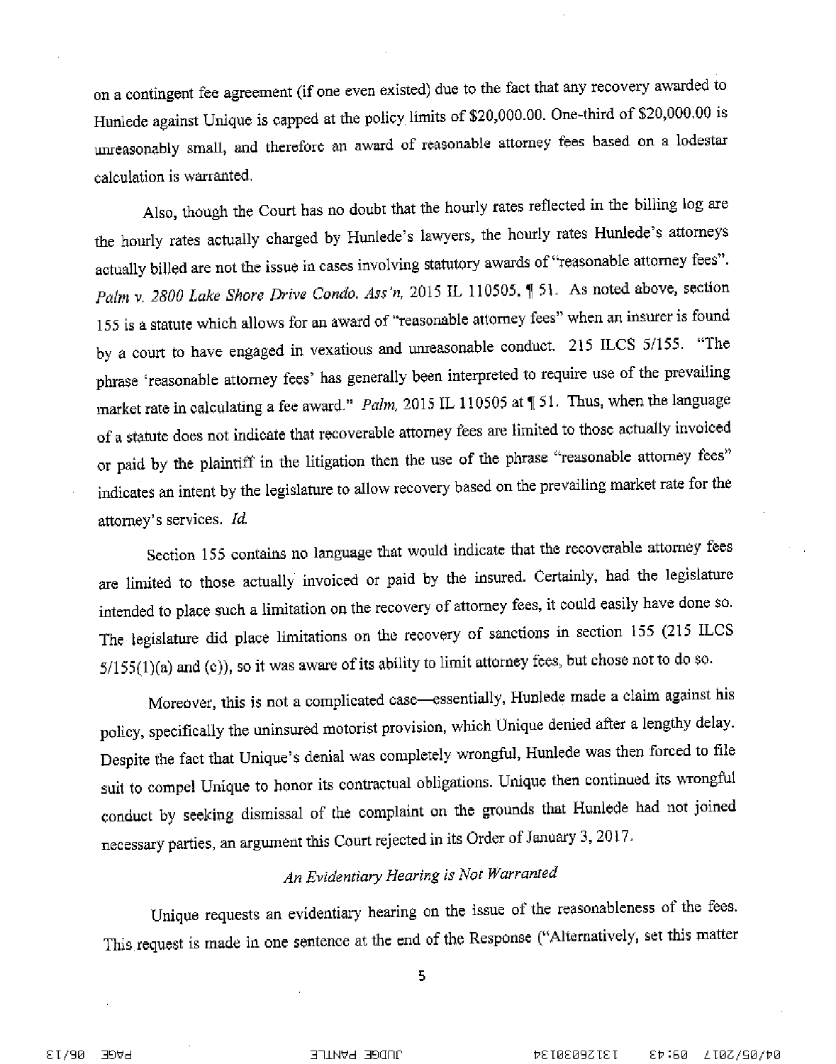on a contingent fee agreement (if one even existed) due to the fact that any recovery awarded to Hunlede against Unique is capped at the policy limits of $20,000.00. One-third of $20,000.00 is unreasonably small, and therefore an award of reasonable attorney fees based on a lodestar calculation is warranted.

Also, though the Court has no doubt that the hourly rates reflected in the billing log are the hourly rates actually charged by Hunlede's lawyers, the hourly rates Hunlede's attorneys actually billed are not the issue in cases involving statutory awards of "reasonable attorney fees". *Palm v. 2800 Lake Shore Drive Condo. Ass'n*, 2015 IL 110505, ¶ 51. As noted above, section 155 is a statute which allows for an award of "reasonable attorney fees" when an insurer is found by a court to have engaged in vexatious and unreasonable conduct. 215 ILCS 5/155. "The phrase 'reasonable attorney fees' has generally been interpreted to require use of the prevailing market rate in calculating a fee award." *Palm*, 2015 IL 110505 at ¶ 51. Thus, when the language of a statute does not indicate that recoverable attorney fees are limited to those actually invoiced or paid by the plaintiff in the litigation then the use of the phrase "reasonable attorney fees" indicates an intent by the legislature to allow recovery based on the prevailing market rate for the attorney's services. *Id.*

Section 155 contains no language that would indicate that the recoverable attorney fees are limited to those actually invoiced or paid by the insured. Certainly, had the legislature intended to place such a limitation on the recovery of attorney fees, it could easily have done so. The legislature did place limitations on the recovery of sanctions in section 155 (215 ILCS 5/155(1)(a) and (c)), so it was aware of its ability to limit attorney fees, but chose not to do so.

Moreover, this is not a complicated case—essentially, Hunlede made a claim against his policy, specifically the uninsured motorist provision, which Unique denied after a lengthy delay. Despite the fact that Unique's denial was completely wrongful, Hunlede was then forced to file suit to compel Unique to honor its contractual obligations. Unique then continued its wrongful conduct by seeking dismissal of the complaint on the grounds that Hunlede had not joined necessary parties, an argument this Court rejected in its Order of January 3, 2017.

*An Evidentiary Hearing is Not Warranted*

Unique requests an evidentiary hearing on the issue of the reasonableness of the fees. This request is made in one sentence at the end of the Response ("Alternatively, set this matter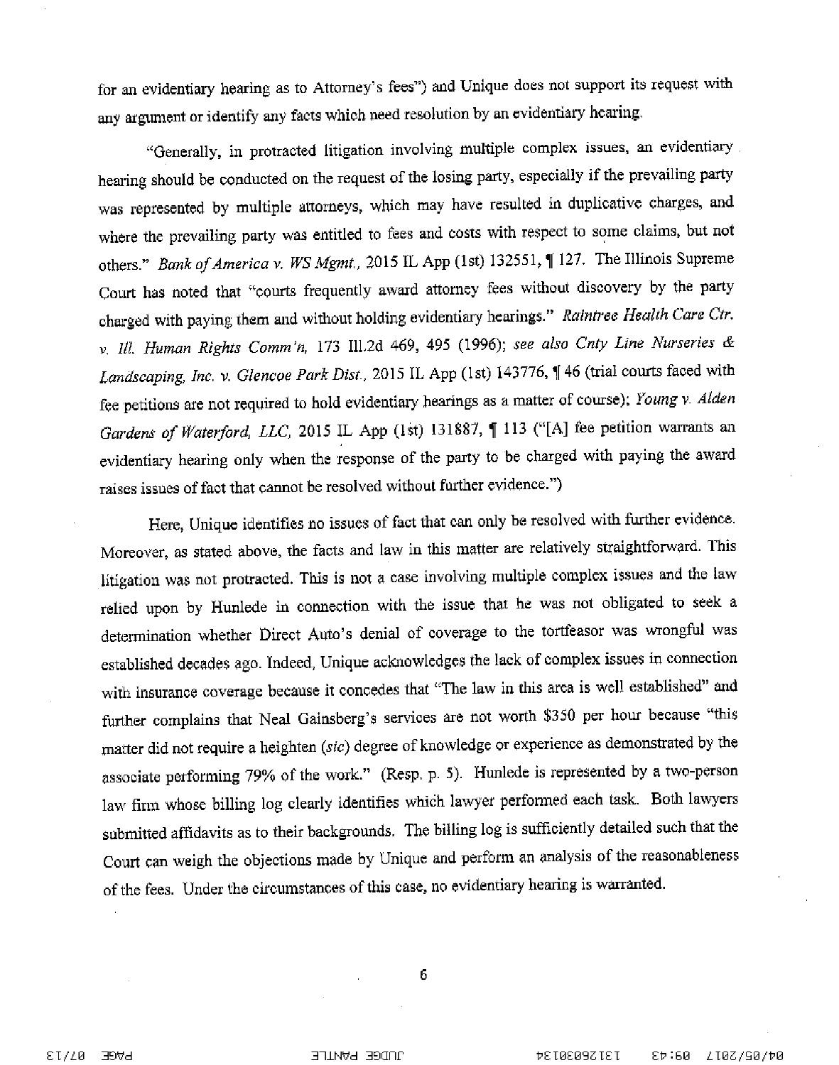for an evidentiary hearing as to Attorney's fees") and Unique does not support its request with any argument or identify any facts which need resolution by an evidentiary hearing.

"Generally, in protracted litigation involving multiple complex issues, an evidentiary hearing should be conducted on the request of the losing party, especially if the prevailing party was represented by multiple attorneys, which may have resulted in duplicative charges, and where the prevailing party was entitled to fees and costs with respect to some claims, but not others." *Bank of America v. WS Mgmt.*, 2015 IL App (1st) 132551, ¶ 127. The Illinois Supreme Court has noted that "courts frequently award attorney fees without discovery by the party charged with paying them and without holding evidentiary hearings." *Raintree Health Care Ctr. v. Ill. Human Rights Comm'n*, 173 Ill.2d 469, 495 (1996); *see also Cnty Line Nurseries & Landscaping, Inc. v. Glencoe Park Dist.*, 2015 IL App (1st) 143776, ¶ 46 (trial courts faced with fee petitions are not required to hold evidentiary hearings as a matter of course); *Young v. Alden Gardens of Waterford, LLC*, 2015 IL App (1st) 131887, ¶ 113 ("[A] fee petition warrants an evidentiary hearing only when the response of the party to be charged with paying the award raises issues of fact that cannot be resolved without further evidence.")

Here, Unique identifies no issues of fact that can only be resolved with further evidence. Moreover, as stated above, the facts and law in this matter are relatively straightforward. This litigation was not protracted. This is not a case involving multiple complex issues and the law relied upon by Hunlede in connection with the issue that he was not obligated to seek a determination whether Direct Auto's denial of coverage to the tortfeasor was wrongful was established decades ago. Indeed, Unique acknowledges the lack of complex issues in connection with insurance coverage because it concedes that "The law in this area is well established" and further complains that Neal Gainsberg's services are not worth $350 per hour because "this matter did not require a heighten (*sic*) degree of knowledge or experience as demonstrated by the associate performing 79% of the work." (Resp. p. 5). Hunlede is represented by a two-person law firm whose billing log clearly identifies which lawyer performed each task. Both lawyers submitted affidavits as to their backgrounds. The billing log is sufficiently detailed such that the Court can weigh the objections made by Unique and perform an analysis of the reasonableness of the fees. Under the circumstances of this case, no evidentiary hearing is warranted.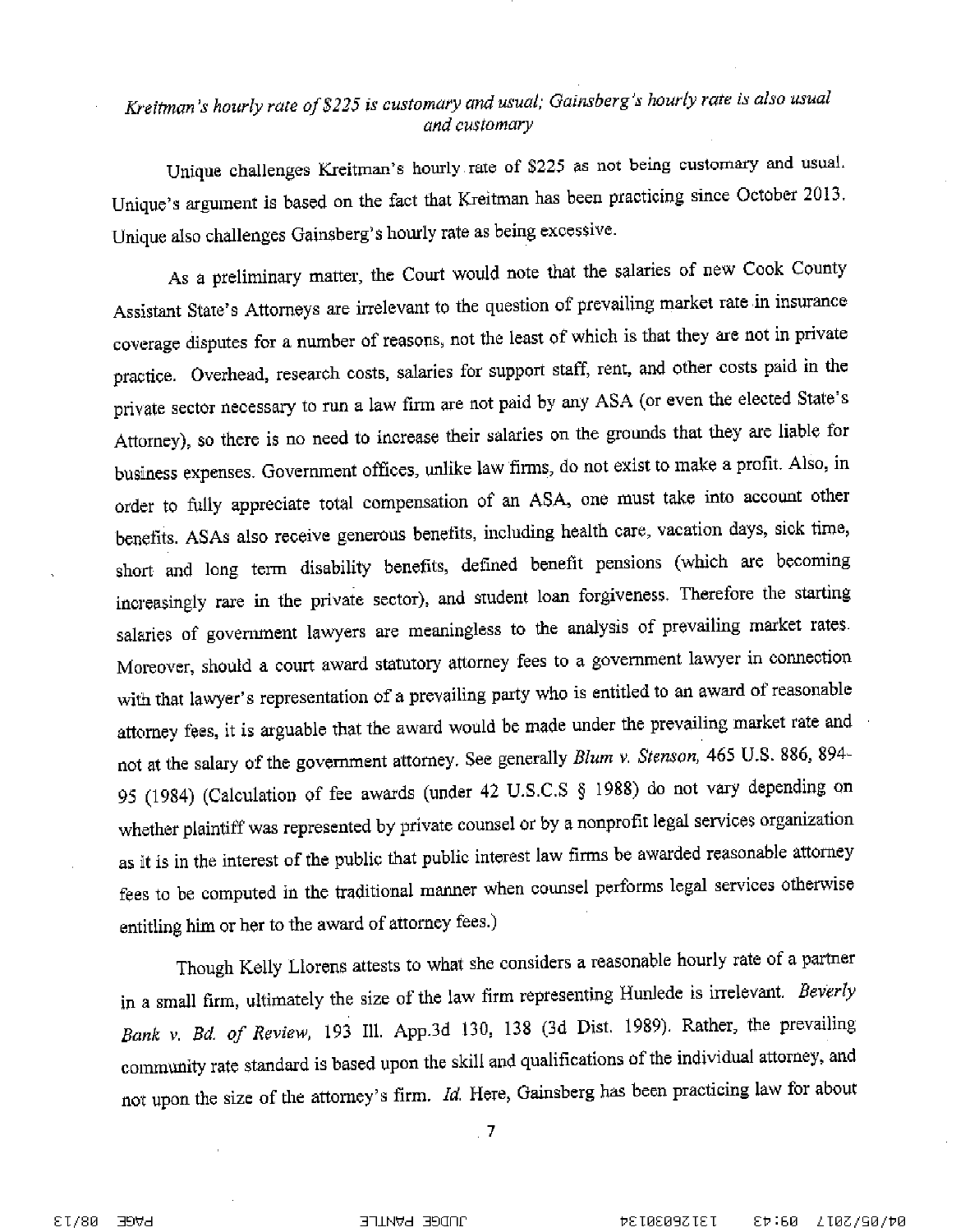*Kreitman's hourly rate of $225 is customary and usual; Gainsberg's hourly rate is also usual and customary*

Unique challenges Kreitman's hourly rate of $225 as not being customary and usual. Unique's argument is based on the fact that Kreitman has been practicing since October 2013. Unique also challenges Gainsberg's hourly rate as being excessive.

As a preliminary matter, the Court would note that the salaries of new Cook County Assistant State's Attorneys are irrelevant to the question of prevailing market rate in insurance coverage disputes for a number of reasons, not the least of which is that they are not in private practice. Overhead, research costs, salaries for support staff, rent, and other costs paid in the private sector necessary to run a law firm are not paid by any ASA (or even the elected State's Attorney), so there is no need to increase their salaries on the grounds that they are liable for business expenses. Government offices, unlike law firms, do not exist to make a profit. Also, in order to fully appreciate total compensation of an ASA, one must take into account other benefits. ASAs also receive generous benefits, including health care, vacation days, sick time, short and long term disability benefits, defined benefit pensions (which are becoming increasingly rare in the private sector), and student loan forgiveness. Therefore the starting salaries of government lawyers are meaningless to the analysis of prevailing market rates. Moreover, should a court award statutory attorney fees to a government lawyer in connection with that lawyer's representation of a prevailing party who is entitled to an award of reasonable attorney fees, it is arguable that the award would be made under the prevailing market rate and not at the salary of the government attorney. See generally *Blum v. Stenson,* 465 U.S. 886, 894-95 (1984) (Calculation of fee awards (under 42 U.S.C.S § 1988) do not vary depending on whether plaintiff was represented by private counsel or by a nonprofit legal services organization as it is in the interest of the public that public interest law firms be awarded reasonable attorney fees to be computed in the traditional manner when counsel performs legal services otherwise entitling him or her to the award of attorney fees.)

Though Kelly Llorens attests to what she considers a reasonable hourly rate of a partner in a small firm, ultimately the size of the law firm representing Hunlede is irrelevant. *Beverly Bank v. Bd. of Review,* 193 Ill. App.3d 130, 138 (3d Dist. 1989). Rather, the prevailing community rate standard is based upon the skill and qualifications of the individual attorney, and not upon the size of the attorney's firm. *Id.* Here, Gainsberg has been practicing law for about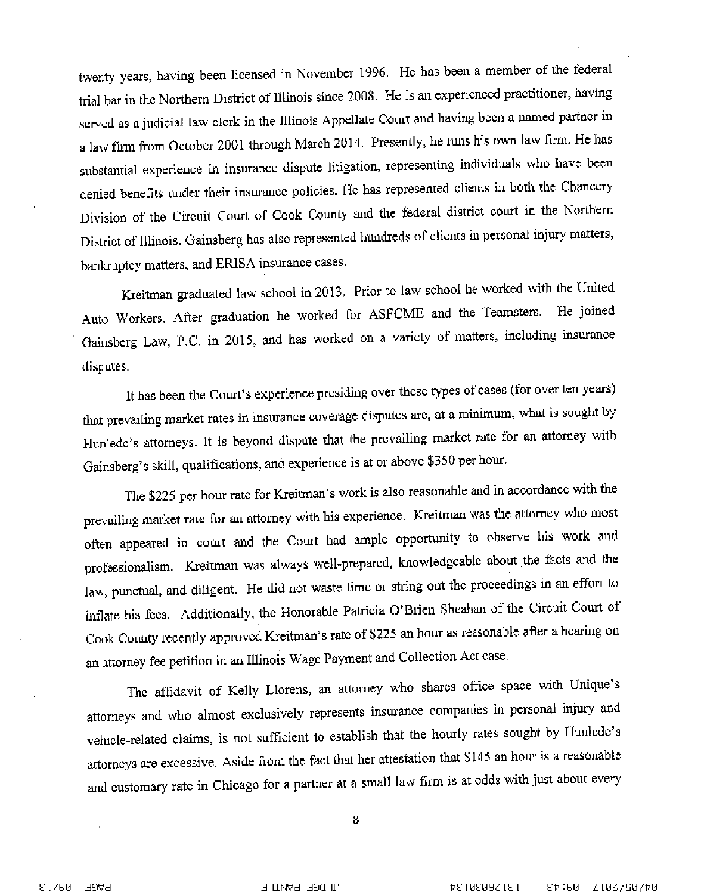twenty years, having been licensed in November 1996. He has been a member of the federal trial bar in the Northern District of Illinois since 2008. He is an experienced practitioner, having served as a judicial law clerk in the Illinois Appellate Court and having been a named partner in a law firm from October 2001 through March 2014. Presently, he runs his own law firm. He has substantial experience in insurance dispute litigation, representing individuals who have been denied benefits under their insurance policies. He has represented clients in both the Chancery Division of the Circuit Court of Cook County and the federal district court in the Northern District of Illinois. Gainsberg has also represented hundreds of clients in personal injury matters, bankruptcy matters, and ERISA insurance cases.

Kreitman graduated law school in 2013. Prior to law school he worked with the United Auto Workers. After graduation he worked for ASFCME and the Teamsters. He joined Gainsberg Law, P.C. in 2015, and has worked on a variety of matters, including insurance disputes.

It has been the Court's experience presiding over these types of cases (for over ten years) that prevailing market rates in insurance coverage disputes are, at a minimum, what is sought by Hunlede's attorneys. It is beyond dispute that the prevailing market rate for an attorney with Gainsberg's skill, qualifications, and experience is at or above $350 per hour.

The $225 per hour rate for Kreitman's work is also reasonable and in accordance with the prevailing market rate for an attorney with his experience. Kreitman was the attorney who most often appeared in court and the Court had ample opportunity to observe his work and professionalism. Kreitman was always well-prepared, knowledgeable about the facts and the law, punctual, and diligent. He did not waste time or string out the proceedings in an effort to inflate his fees. Additionally, the Honorable Patricia O'Brien Sheahan of the Circuit Court of Cook County recently approved Kreitman's rate of $225 an hour as reasonable after a hearing on an attorney fee petition in an Illinois Wage Payment and Collection Act case.

The affidavit of Kelly Llorens, an attorney who shares office space with Unique's attorneys and who almost exclusively represents insurance companies in personal injury and vehicle-related claims, is not sufficient to establish that the hourly rates sought by Hunlede's attorneys are excessive. Aside from the fact that her attestation that $145 an hour is a reasonable and customary rate in Chicago for a partner at a small law firm is at odds with just about every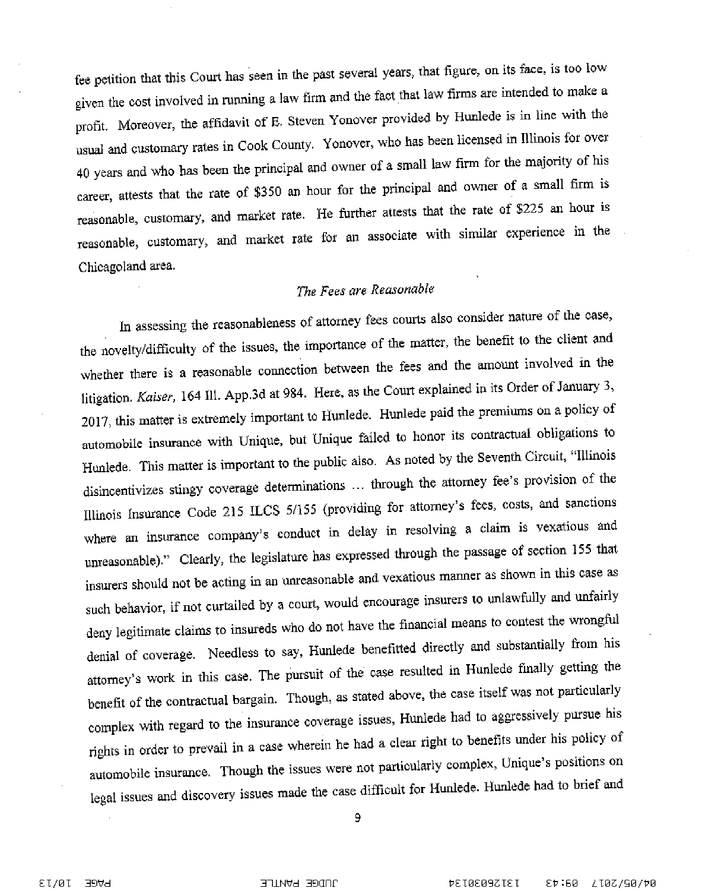fee petition that this Court has seen in the past several years, that figure, on its face, is too low given the cost involved in running a law firm and the fact that law firms are intended to make a profit. Moreover, the affidavit of E. Steven Yonover provided by Hunlede is in line with the usual and customary rates in Cook County. Yonover, who has been licensed in Illinois for over 40 years and who has been the principal and owner of a small law firm for the majority of his career, attests that the rate of $350 an hour for the principal and owner of a small firm is reasonable, customary, and market rate. He further attests that the rate of $225 an hour is reasonable, customary, and market rate for an associate with similar experience in the Chicagoland area.

*The Fees are Reasonable*

In assessing the reasonableness of attorney fees courts also consider nature of the case, the novelty/difficulty of the issues, the importance of the matter, the benefit to the client and whether there is a reasonable connection between the fees and the amount involved in the litigation. *Kaiser*, 164 Ill. App.3d at 984. Here, as the Court explained in its Order of January 3, 2017, this matter is extremely important to Hunlede. Hunlede paid the premiums on a policy of automobile insurance with Unique, but Unique failed to honor its contractual obligations to Hunlede. This matter is important to the public also. As noted by the Seventh Circuit, "Illinois disincentivizes stingy coverage determinations … through the attorney fee's provision of the Illinois Insurance Code 215 ILCS 5/155 (providing for attorney's fees, costs, and sanctions where an insurance company's conduct in delay in resolving a claim is vexatious and unreasonable)." Clearly, the legislature has expressed through the passage of section 155 that insurers should not be acting in an unreasonable and vexatious manner as shown in this case as such behavior, if not curtailed by a court, would encourage insurers to unlawfully and unfairly deny legitimate claims to insureds who do not have the financial means to contest the wrongful denial of coverage. Needless to say, Hunlede benefitted directly and substantially from his attorney's work in this case. The pursuit of the case resulted in Hunlede finally getting the benefit of the contractual bargain. Though, as stated above, the case itself was not particularly complex with regard to the insurance coverage issues, Hunlede had to aggressively pursue his rights in order to prevail in a case wherein he had a clear right to benefits under his policy of automobile insurance. Though the issues were not particularly complex, Unique's positions on legal issues and discovery issues made the case difficult for Hunlede. Hunlede had to brief and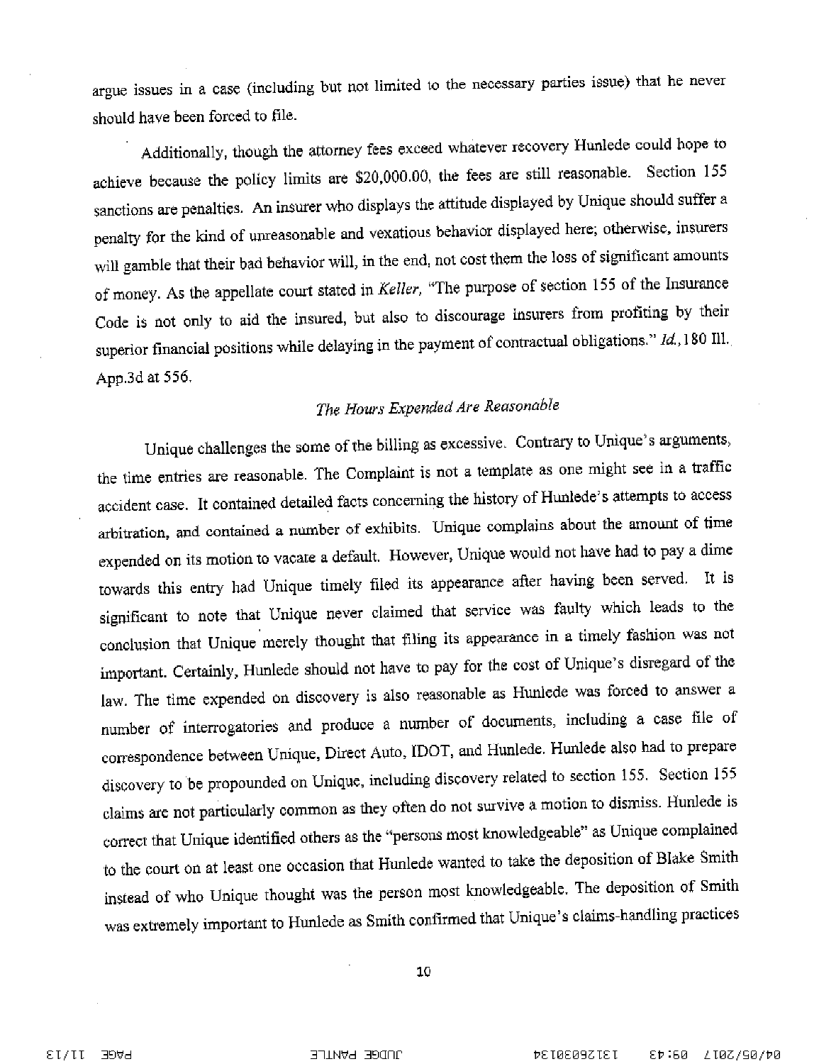argue issues in a case (including but not limited to the necessary parties issue) that he never should have been forced to file.

Additionally, though the attorney fees exceed whatever recovery Hunlede could hope to achieve because the policy limits are $20,000.00, the fees are still reasonable. Section 155 sanctions are penalties. An insurer who displays the attitude displayed by Unique should suffer a penalty for the kind of unreasonable and vexatious behavior displayed here; otherwise, insurers will gamble that their bad behavior will, in the end, not cost them the loss of significant amounts of money. As the appellate court stated in *Keller,* "The purpose of section 155 of the Insurance Code is not only to aid the insured, but also to discourage insurers from profiting by their superior financial positions while delaying in the payment of contractual obligations." *Id.*, 180 Ill. App.3d at 556.

*The Hours Expended Are Reasonable*

Unique challenges the some of the billing as excessive. Contrary to Unique's arguments, the time entries are reasonable. The Complaint is not a template as one might see in a traffic accident case. It contained detailed facts concerning the history of Hunlede's attempts to access arbitration, and contained a number of exhibits. Unique complains about the amount of time expended on its motion to vacate a default. However, Unique would not have had to pay a dime towards this entry had Unique timely filed its appearance after having been served. It is significant to note that Unique never claimed that service was faulty which leads to the conclusion that Unique merely thought that filing its appearance in a timely fashion was not important. Certainly, Hunlede should not have to pay for the cost of Unique's disregard of the law. The time expended on discovery is also reasonable as Hunlede was forced to answer a number of interrogatories and produce a number of documents, including a case file of correspondence between Unique, Direct Auto, IDOT, and Hunlede. Hunlede also had to prepare discovery to be propounded on Unique, including discovery related to section 155. Section 155 claims are not particularly common as they often do not survive a motion to dismiss. Hunlede is correct that Unique identified others as the "persons most knowledgeable" as Unique complained to the court on at least one occasion that Hunlede wanted to take the deposition of Blake Smith instead of who Unique thought was the person most knowledgeable. The deposition of Smith was extremely important to Hunlede as Smith confirmed that Unique's claims-handling practices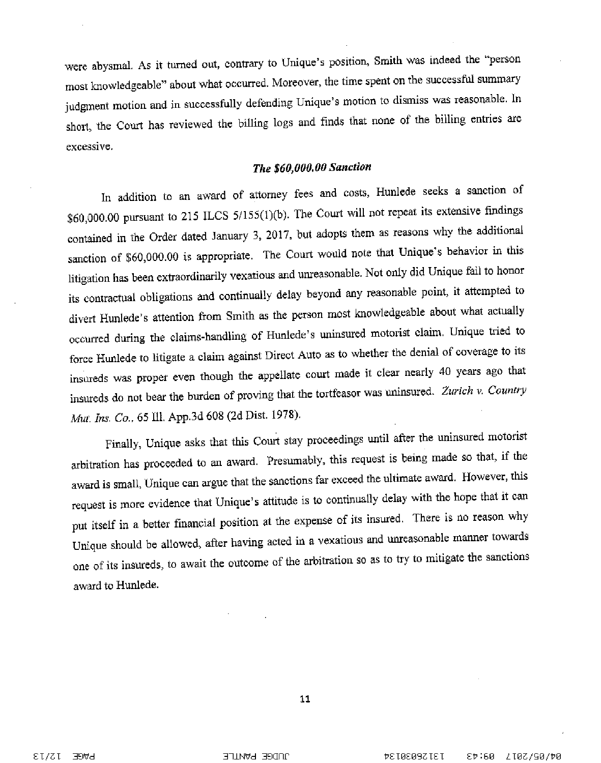were abysmal. As it turned out, contrary to Unique's position, Smith was indeed the "person most knowledgeable" about what occurred. Moreover, the time spent on the successful summary judgment motion and in successfully defending Unique's motion to dismiss was reasonable. In short, the Court has reviewed the billing logs and finds that none of the billing entries are excessive.

### *The $60,000.00 Sanction*

In addition to an award of attorney fees and costs, Hunlede seeks a sanction of $60,000.00 pursuant to 215 ILCS 5/155(1)(b). The Court will not repeat its extensive findings contained in the Order dated January 3, 2017, but adopts them as reasons why the additional sanction of $60,000.00 is appropriate. The Court would note that Unique's behavior in this litigation has been extraordinarily vexatious and unreasonable. Not only did Unique fail to honor its contractual obligations and continually delay beyond any reasonable point, it attempted to divert Hunlede's attention from Smith as the person most knowledgeable about what actually occurred during the claims-handling of Hunlede's uninsured motorist claim. Unique tried to force Hunlede to litigate a claim against Direct Auto as to whether the denial of coverage to its insureds was proper even though the appellate court made it clear nearly 40 years ago that insureds do not bear the burden of proving that the tortfeasor was uninsured. *Zurich v. Country Mut. Ins. Co.*, 65 Ill. App.3d 608 (2d Dist. 1978).

Finally, Unique asks that this Court stay proceedings until after the uninsured motorist arbitration has proceeded to an award. Presumably, this request is being made so that, if the award is small, Unique can argue that the sanctions far exceed the ultimate award. However, this request is more evidence that Unique's attitude is to continually delay with the hope that it can put itself in a better financial position at the expense of its insured. There is no reason why Unique should be allowed, after having acted in a vexatious and unreasonable manner towards one of its insureds, to await the outcome of the arbitration so as to try to mitigate the sanctions award to Hunlede.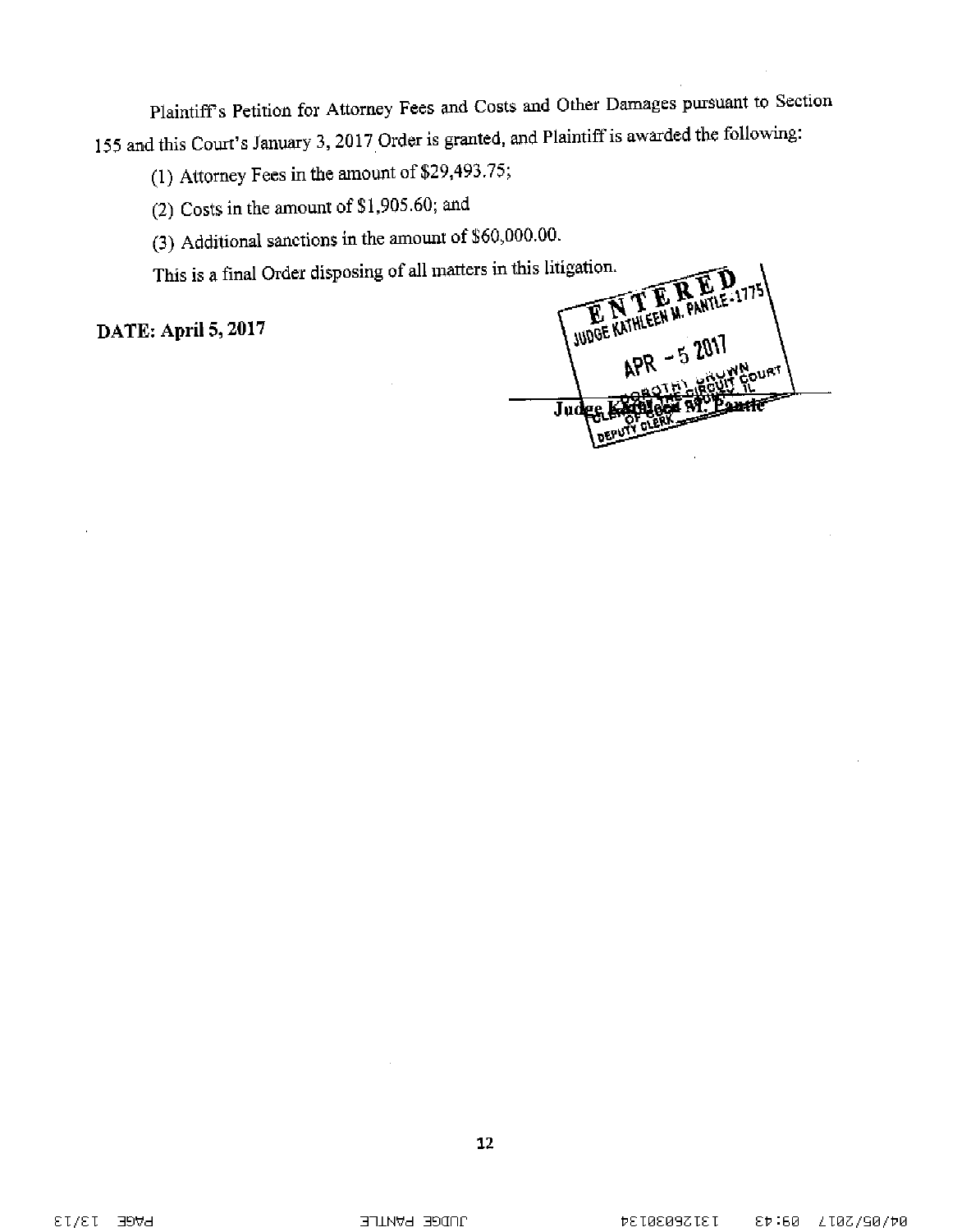Plaintiff's Petition for Attorney Fees and Costs and Other Damages pursuant to Section 155 and this Court's January 3, 2017 Order is granted, and Plaintiff is awarded the following:

(1) Attorney Fees in the amount of $29,493.75;

(2) Costs in the amount of $1,905.60; and

(3) Additional sanctions in the amount of $60,000.00.

This is a final Order disposing of all matters in this litigation.

**DATE: April 5, 2017**

ENTERED
JUDGE KATHLEEN M. PANTLE-1775
APR - 5 2017
DOROTHY BROWN
CLERK OF THE CIRCUIT COURT
OF COOK COUNTY, IL
DEPUTY CLERK

Judge Kathleen M. Pantle